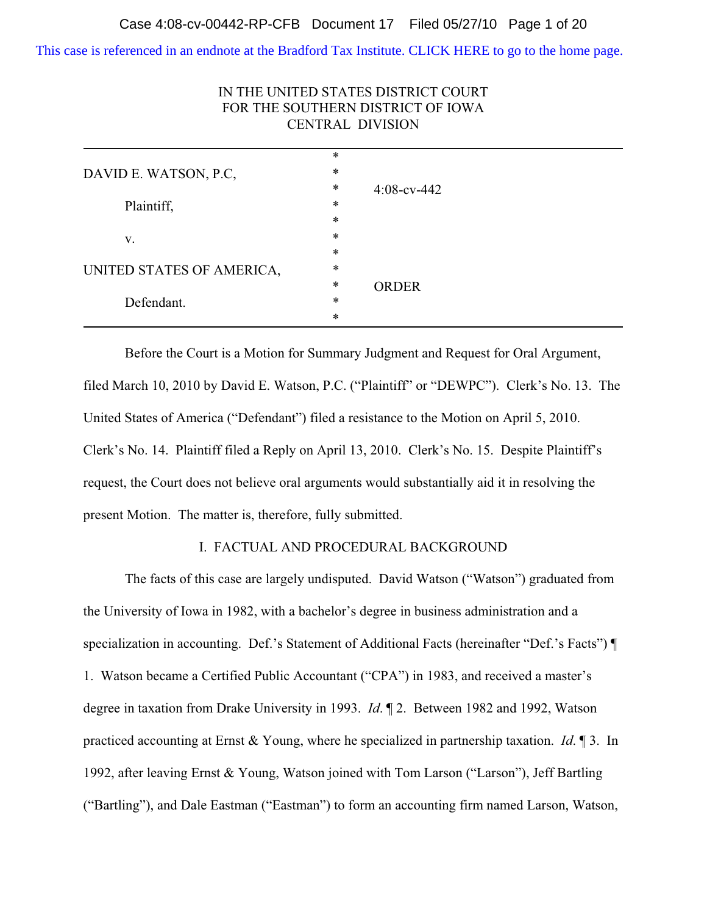This case is referenced in an endnote at the Bradford Tax Institute. CLICK HERE to go to the home page.

IN THE UNITED STATES DISTRICT COURT
FOR THE SOUTHERN DISTRICT OF IOWA
CENTRAL DIVISION

| | | |
|---|---|---|
| DAVID E. WATSON, P.C, | * | 4:08-cv-442 |
| Plaintiff, | * | |
| v. | * | |
| UNITED STATES OF AMERICA, | * | ORDER |
| Defendant. | * | |

Before the Court is a Motion for Summary Judgment and Request for Oral Argument, filed March 10, 2010 by David E. Watson, P.C. ("Plaintiff" or "DEWPC"). Clerk's No. 13. The United States of America ("Defendant") filed a resistance to the Motion on April 5, 2010. Clerk's No. 14. Plaintiff filed a Reply on April 13, 2010. Clerk's No. 15. Despite Plaintiff's request, the Court does not believe oral arguments would substantially aid it in resolving the present Motion. The matter is, therefore, fully submitted.

## I. FACTUAL AND PROCEDURAL BACKGROUND

The facts of this case are largely undisputed. David Watson ("Watson") graduated from the University of Iowa in 1982, with a bachelor's degree in business administration and a specialization in accounting. Def.'s Statement of Additional Facts (hereinafter "Def.'s Facts") ¶ 1. Watson became a Certified Public Accountant ("CPA") in 1983, and received a master's degree in taxation from Drake University in 1993. *Id.* ¶ 2. Between 1982 and 1992, Watson practiced accounting at Ernst & Young, where he specialized in partnership taxation. *Id.* ¶ 3. In 1992, after leaving Ernst & Young, Watson joined with Tom Larson ("Larson"), Jeff Bartling ("Bartling"), and Dale Eastman ("Eastman") to form an accounting firm named Larson, Watson,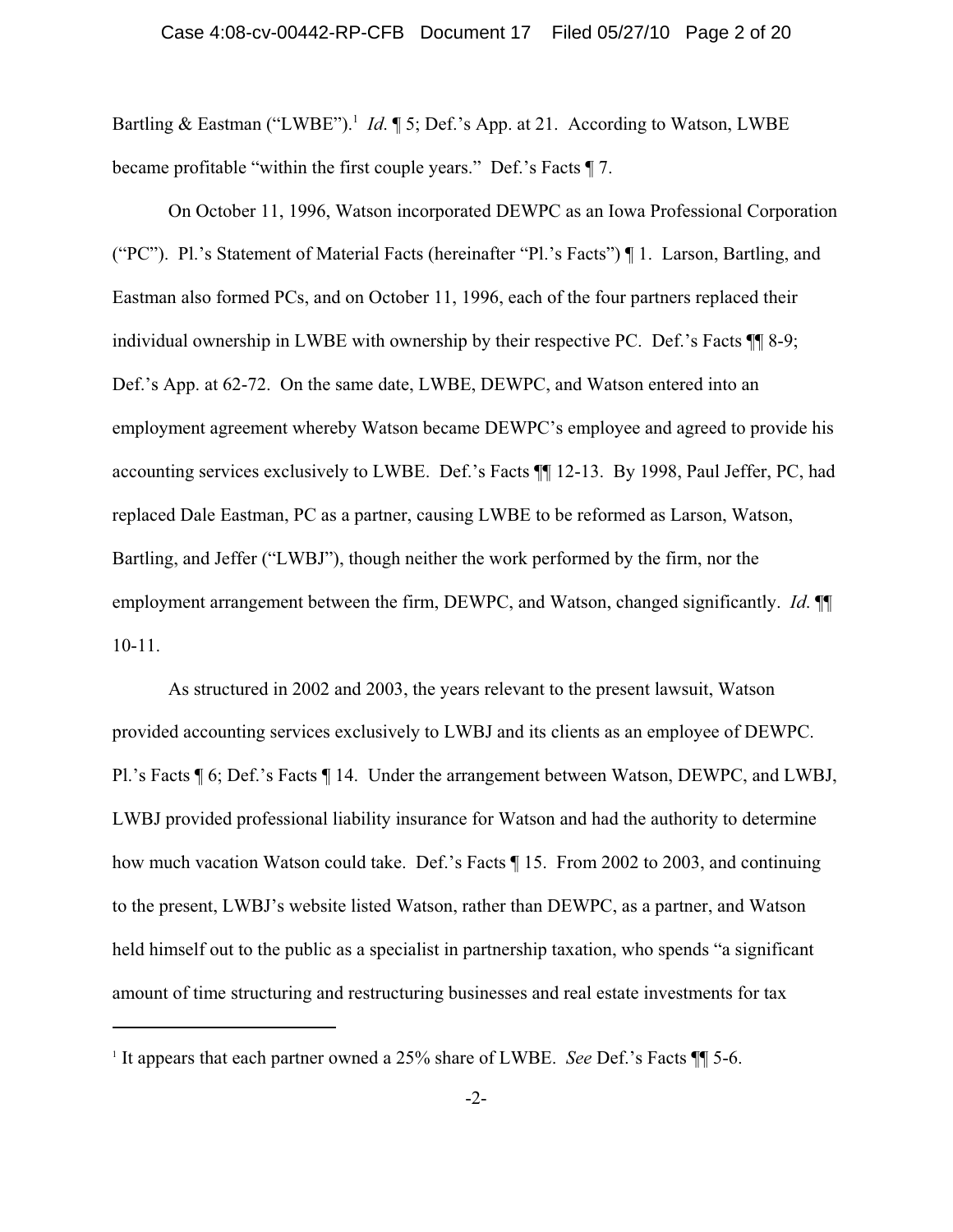Bartling & Eastman ("LWBE").[1] *Id.* ¶ 5; Def.'s App. at 21. According to Watson, LWBE became profitable "within the first couple years." Def.'s Facts ¶ 7.

On October 11, 1996, Watson incorporated DEWPC as an Iowa Professional Corporation ("PC"). Pl.'s Statement of Material Facts (hereinafter "Pl.'s Facts") ¶ 1. Larson, Bartling, and Eastman also formed PCs, and on October 11, 1996, each of the four partners replaced their individual ownership in LWBE with ownership by their respective PC. Def.'s Facts ¶¶ 8-9; Def.'s App. at 62-72. On the same date, LWBE, DEWPC, and Watson entered into an employment agreement whereby Watson became DEWPC's employee and agreed to provide his accounting services exclusively to LWBE. Def.'s Facts ¶¶ 12-13. By 1998, Paul Jeffer, PC, had replaced Dale Eastman, PC as a partner, causing LWBE to be reformed as Larson, Watson, Bartling, and Jeffer ("LWBJ"), though neither the work performed by the firm, nor the employment arrangement between the firm, DEWPC, and Watson, changed significantly. *Id.* ¶¶ 10-11.

As structured in 2002 and 2003, the years relevant to the present lawsuit, Watson provided accounting services exclusively to LWBJ and its clients as an employee of DEWPC. Pl.'s Facts ¶ 6; Def.'s Facts ¶ 14. Under the arrangement between Watson, DEWPC, and LWBJ, LWBJ provided professional liability insurance for Watson and had the authority to determine how much vacation Watson could take. Def.'s Facts ¶ 15. From 2002 to 2003, and continuing to the present, LWBJ's website listed Watson, rather than DEWPC, as a partner, and Watson held himself out to the public as a specialist in partnership taxation, who spends "a significant amount of time structuring and restructuring businesses and real estate investments for tax

---

[1] It appears that each partner owned a 25% share of LWBE. *See* Def.'s Facts ¶¶ 5-6.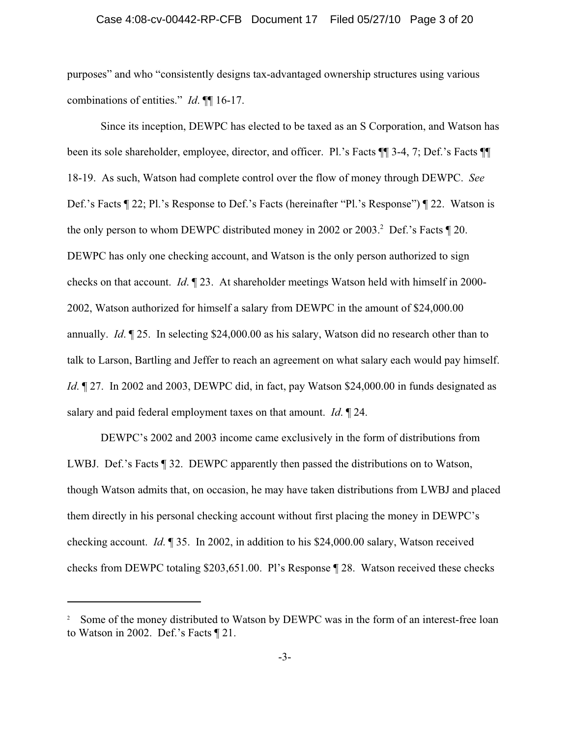purposes" and who "consistently designs tax-advantaged ownership structures using various combinations of entities." *Id.* ¶¶ 16-17.

Since its inception, DEWPC has elected to be taxed as an S Corporation, and Watson has been its sole shareholder, employee, director, and officer. Pl.'s Facts ¶¶ 3-4, 7; Def.'s Facts ¶¶ 18-19. As such, Watson had complete control over the flow of money through DEWPC. *See* Def.'s Facts ¶ 22; Pl.'s Response to Def.'s Facts (hereinafter "Pl.'s Response") ¶ 22. Watson is the only person to whom DEWPC distributed money in 2002 or 2003.[2] Def.'s Facts ¶ 20. DEWPC has only one checking account, and Watson is the only person authorized to sign checks on that account. *Id.* ¶ 23. At shareholder meetings Watson held with himself in 2000-2002, Watson authorized for himself a salary from DEWPC in the amount of $24,000.00 annually. *Id.* ¶ 25. In selecting $24,000.00 as his salary, Watson did no research other than to talk to Larson, Bartling and Jeffer to reach an agreement on what salary each would pay himself. *Id.* ¶ 27. In 2002 and 2003, DEWPC did, in fact, pay Watson $24,000.00 in funds designated as salary and paid federal employment taxes on that amount. *Id.* ¶ 24.

DEWPC's 2002 and 2003 income came exclusively in the form of distributions from LWBJ. Def.'s Facts ¶ 32. DEWPC apparently then passed the distributions on to Watson, though Watson admits that, on occasion, he may have taken distributions from LWBJ and placed them directly in his personal checking account without first placing the money in DEWPC's checking account. *Id.* ¶ 35. In 2002, in addition to his $24,000.00 salary, Watson received checks from DEWPC totaling $203,651.00. Pl's Response ¶ 28. Watson received these checks

---

[2] Some of the money distributed to Watson by DEWPC was in the form of an interest-free loan to Watson in 2002. Def.'s Facts ¶ 21.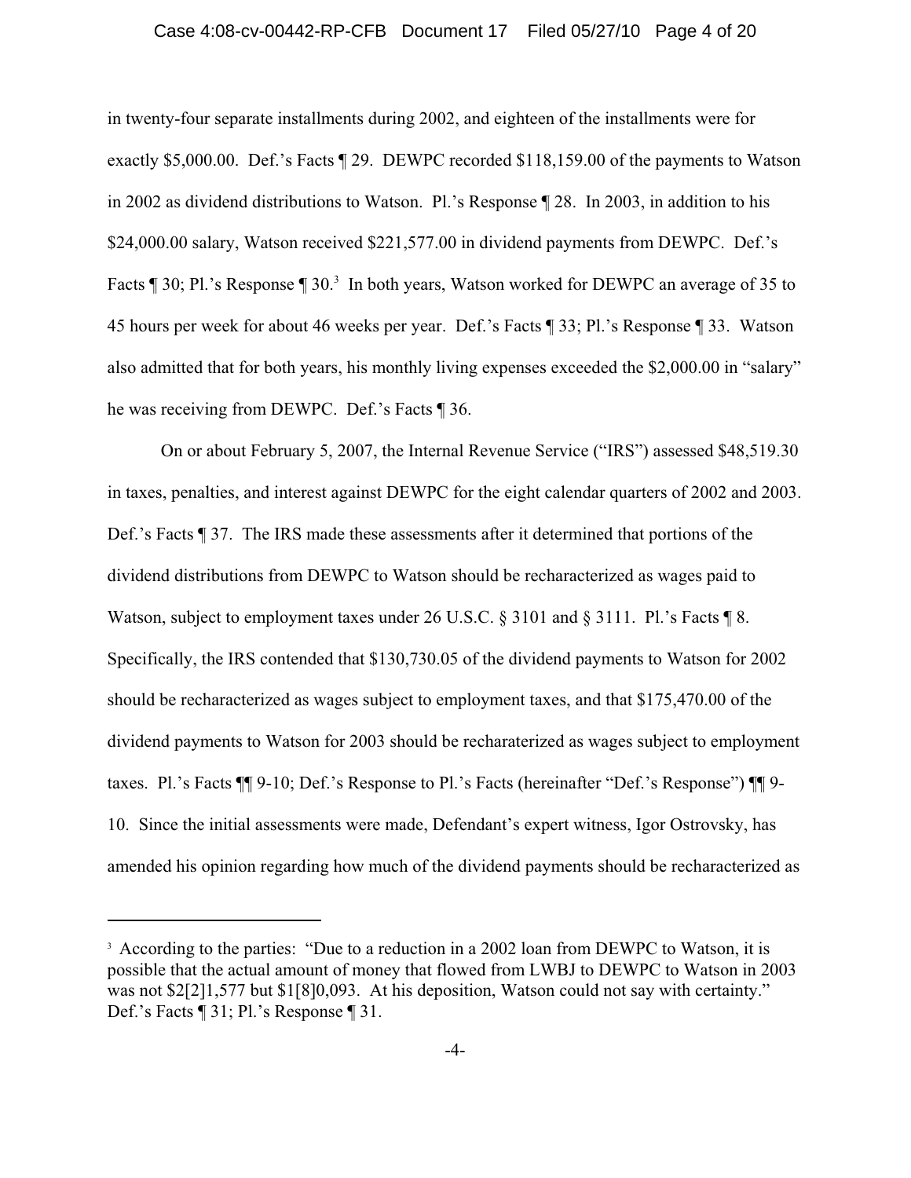in twenty-four separate installments during 2002, and eighteen of the installments were for exactly $5,000.00. Def.'s Facts ¶ 29. DEWPC recorded $118,159.00 of the payments to Watson in 2002 as dividend distributions to Watson. Pl.'s Response ¶ 28. In 2003, in addition to his $24,000.00 salary, Watson received $221,577.00 in dividend payments from DEWPC. Def.'s Facts ¶ 30; Pl.'s Response ¶ 30.[3] In both years, Watson worked for DEWPC an average of 35 to 45 hours per week for about 46 weeks per year. Def.'s Facts ¶ 33; Pl.'s Response ¶ 33. Watson also admitted that for both years, his monthly living expenses exceeded the $2,000.00 in "salary" he was receiving from DEWPC. Def.'s Facts ¶ 36.

On or about February 5, 2007, the Internal Revenue Service ("IRS") assessed $48,519.30 in taxes, penalties, and interest against DEWPC for the eight calendar quarters of 2002 and 2003. Def.'s Facts ¶ 37. The IRS made these assessments after it determined that portions of the dividend distributions from DEWPC to Watson should be recharacterized as wages paid to Watson, subject to employment taxes under 26 U.S.C. § 3101 and § 3111. Pl.'s Facts ¶ 8. Specifically, the IRS contended that $130,730.05 of the dividend payments to Watson for 2002 should be recharacterized as wages subject to employment taxes, and that $175,470.00 of the dividend payments to Watson for 2003 should be recharaterized as wages subject to employment taxes. Pl.'s Facts ¶¶ 9-10; Def.'s Response to Pl.'s Facts (hereinafter "Def.'s Response") ¶¶ 9-10. Since the initial assessments were made, Defendant's expert witness, Igor Ostrovsky, has amended his opinion regarding how much of the dividend payments should be recharacterized as

---

[3] According to the parties: "Due to a reduction in a 2002 loan from DEWPC to Watson, it is possible that the actual amount of money that flowed from LWBJ to DEWPC to Watson in 2003 was not $2[2]1,577 but $1[8]0,093. At his deposition, Watson could not say with certainty." Def.'s Facts ¶ 31; Pl.'s Response ¶ 31.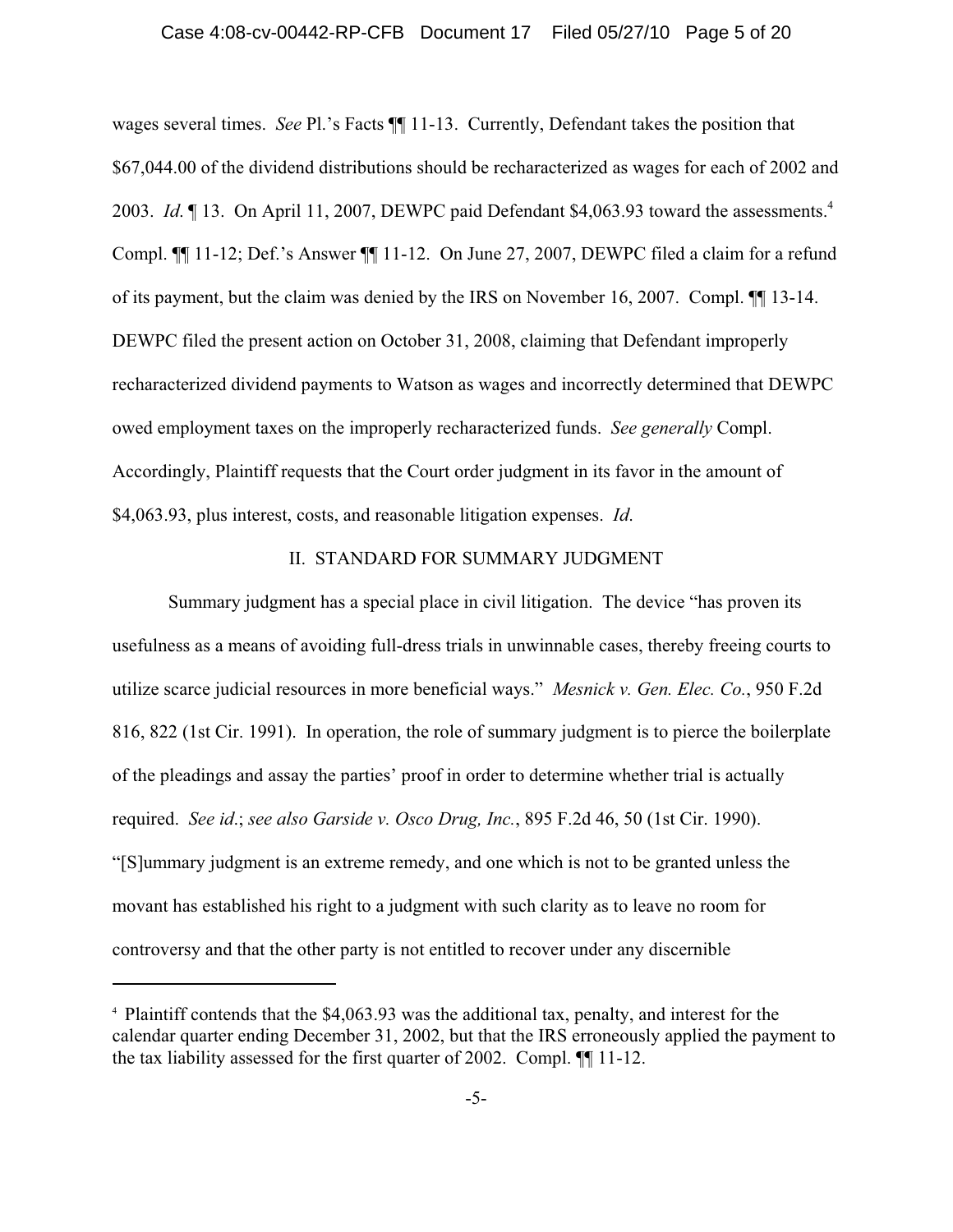wages several times. *See* Pl.'s Facts ¶¶ 11-13. Currently, Defendant takes the position that $67,044.00 of the dividend distributions should be recharacterized as wages for each of 2002 and 2003. *Id.* ¶ 13. On April 11, 2007, DEWPC paid Defendant $4,063.93 toward the assessments.[4] Compl. ¶¶ 11-12; Def.'s Answer ¶¶ 11-12. On June 27, 2007, DEWPC filed a claim for a refund of its payment, but the claim was denied by the IRS on November 16, 2007. Compl. ¶¶ 13-14. DEWPC filed the present action on October 31, 2008, claiming that Defendant improperly recharacterized dividend payments to Watson as wages and incorrectly determined that DEWPC owed employment taxes on the improperly recharacterized funds. *See generally* Compl. Accordingly, Plaintiff requests that the Court order judgment in its favor in the amount of $4,063.93, plus interest, costs, and reasonable litigation expenses. *Id.*

## II. STANDARD FOR SUMMARY JUDGMENT

Summary judgment has a special place in civil litigation. The device "has proven its usefulness as a means of avoiding full-dress trials in unwinnable cases, thereby freeing courts to utilize scarce judicial resources in more beneficial ways." *Mesnick v. Gen. Elec. Co.*, 950 F.2d 816, 822 (1st Cir. 1991). In operation, the role of summary judgment is to pierce the boilerplate of the pleadings and assay the parties' proof in order to determine whether trial is actually required. *See id.*; *see also Garside v. Osco Drug, Inc.*, 895 F.2d 46, 50 (1st Cir. 1990). "[S]ummary judgment is an extreme remedy, and one which is not to be granted unless the movant has established his right to a judgment with such clarity as to leave no room for controversy and that the other party is not entitled to recover under any discernible

---

[4] Plaintiff contends that the $4,063.93 was the additional tax, penalty, and interest for the calendar quarter ending December 31, 2002, but that the IRS erroneously applied the payment to the tax liability assessed for the first quarter of 2002. Compl. ¶¶ 11-12.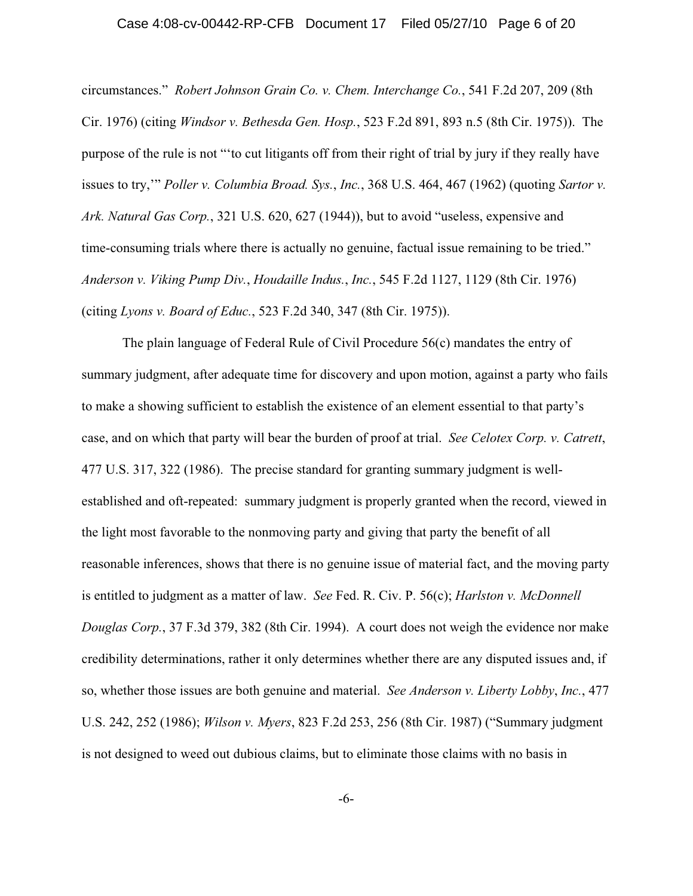circumstances." *Robert Johnson Grain Co. v. Chem. Interchange Co.*, 541 F.2d 207, 209 (8th Cir. 1976) (citing *Windsor v. Bethesda Gen. Hosp.*, 523 F.2d 891, 893 n.5 (8th Cir. 1975)). The purpose of the rule is not "'to cut litigants off from their right of trial by jury if they really have issues to try,'" *Poller v. Columbia Broad. Sys., Inc.*, 368 U.S. 464, 467 (1962) (quoting *Sartor v. Ark. Natural Gas Corp.*, 321 U.S. 620, 627 (1944)), but to avoid "useless, expensive and time-consuming trials where there is actually no genuine, factual issue remaining to be tried." *Anderson v. Viking Pump Div., Houdaille Indus., Inc.*, 545 F.2d 1127, 1129 (8th Cir. 1976) (citing *Lyons v. Board of Educ.*, 523 F.2d 340, 347 (8th Cir. 1975)).

The plain language of Federal Rule of Civil Procedure 56(c) mandates the entry of summary judgment, after adequate time for discovery and upon motion, against a party who fails to make a showing sufficient to establish the existence of an element essential to that party's case, and on which that party will bear the burden of proof at trial. *See Celotex Corp. v. Catrett*, 477 U.S. 317, 322 (1986). The precise standard for granting summary judgment is well-established and oft-repeated: summary judgment is properly granted when the record, viewed in the light most favorable to the nonmoving party and giving that party the benefit of all reasonable inferences, shows that there is no genuine issue of material fact, and the moving party is entitled to judgment as a matter of law. *See* Fed. R. Civ. P. 56(c); *Harlston v. McDonnell Douglas Corp.*, 37 F.3d 379, 382 (8th Cir. 1994). A court does not weigh the evidence nor make credibility determinations, rather it only determines whether there are any disputed issues and, if so, whether those issues are both genuine and material. *See Anderson v. Liberty Lobby, Inc.*, 477 U.S. 242, 252 (1986); *Wilson v. Myers*, 823 F.2d 253, 256 (8th Cir. 1987) ("Summary judgment is not designed to weed out dubious claims, but to eliminate those claims with no basis in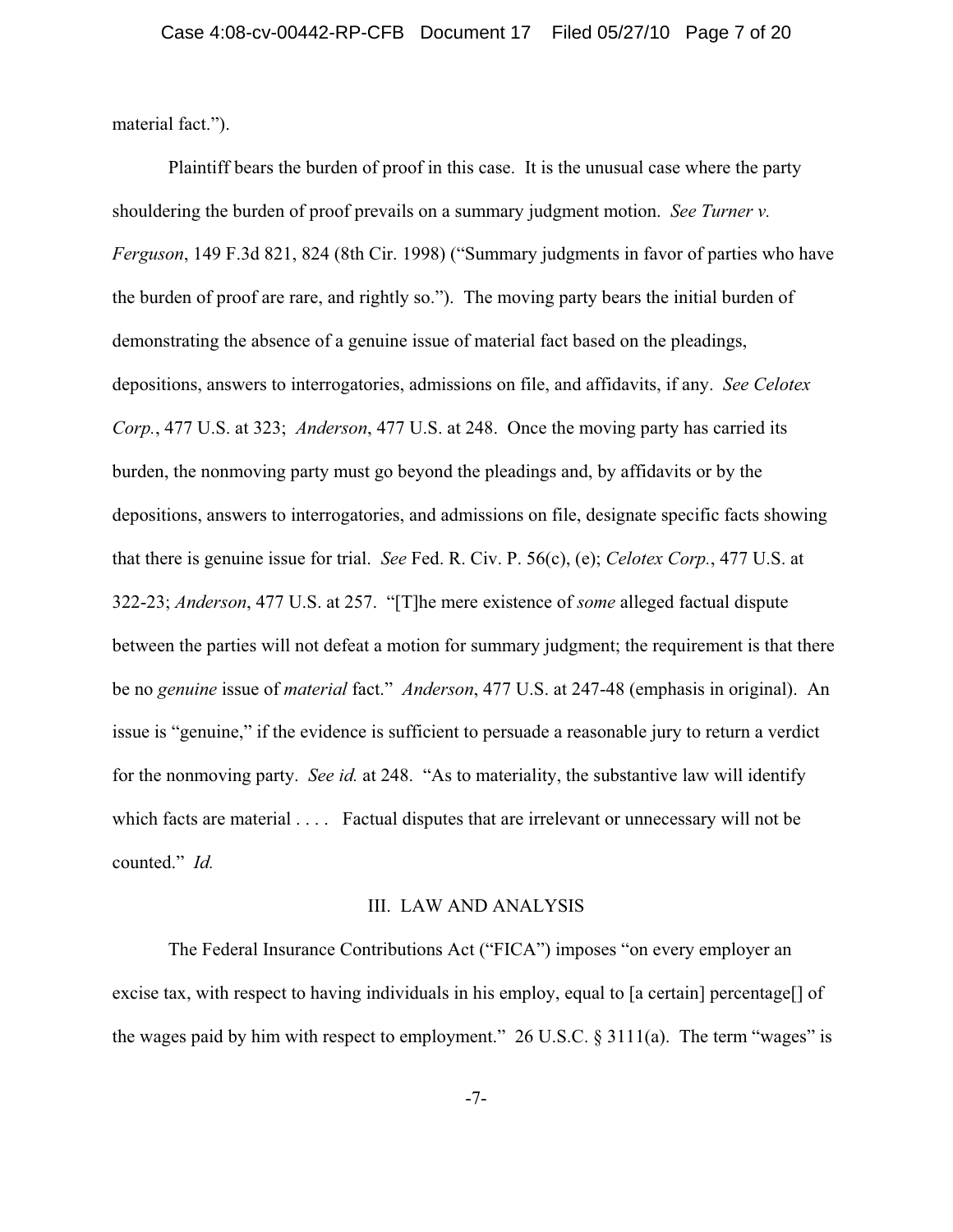material fact.").

Plaintiff bears the burden of proof in this case. It is the unusual case where the party shouldering the burden of proof prevails on a summary judgment motion. *See Turner v. Ferguson*, 149 F.3d 821, 824 (8th Cir. 1998) ("Summary judgments in favor of parties who have the burden of proof are rare, and rightly so."). The moving party bears the initial burden of demonstrating the absence of a genuine issue of material fact based on the pleadings, depositions, answers to interrogatories, admissions on file, and affidavits, if any. *See Celotex Corp.*, 477 U.S. at 323; *Anderson*, 477 U.S. at 248. Once the moving party has carried its burden, the nonmoving party must go beyond the pleadings and, by affidavits or by the depositions, answers to interrogatories, and admissions on file, designate specific facts showing that there is genuine issue for trial. *See* Fed. R. Civ. P. 56(c), (e); *Celotex Corp.*, 477 U.S. at 322-23; *Anderson*, 477 U.S. at 257. "[T]he mere existence of *some* alleged factual dispute between the parties will not defeat a motion for summary judgment; the requirement is that there be no *genuine* issue of *material* fact." *Anderson*, 477 U.S. at 247-48 (emphasis in original). An issue is "genuine," if the evidence is sufficient to persuade a reasonable jury to return a verdict for the nonmoving party. *See id.* at 248. "As to materiality, the substantive law will identify which facts are material . . . . Factual disputes that are irrelevant or unnecessary will not be counted." *Id.*

## III. LAW AND ANALYSIS

The Federal Insurance Contributions Act ("FICA") imposes "on every employer an excise tax, with respect to having individuals in his employ, equal to [a certain] percentage[] of the wages paid by him with respect to employment." 26 U.S.C. § 3111(a). The term "wages" is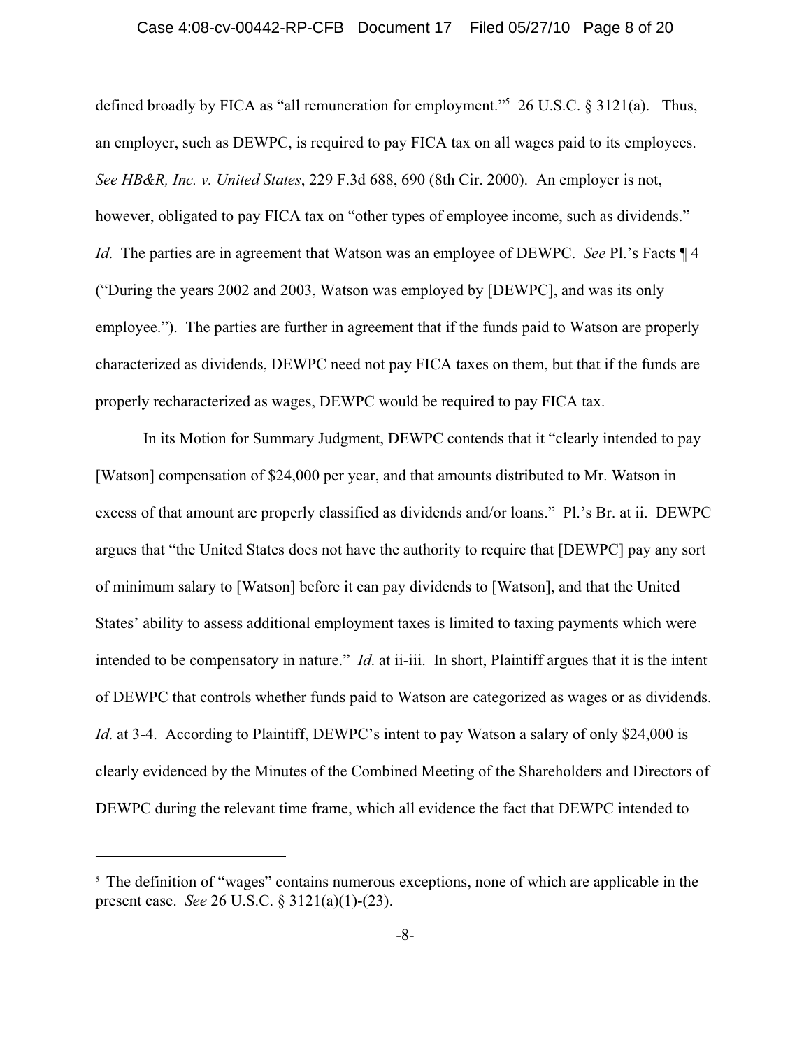defined broadly by FICA as "all remuneration for employment."[5] 26 U.S.C. § 3121(a). Thus, an employer, such as DEWPC, is required to pay FICA tax on all wages paid to its employees. *See HB&R, Inc. v. United States*, 229 F.3d 688, 690 (8th Cir. 2000). An employer is not, however, obligated to pay FICA tax on "other types of employee income, such as dividends." *Id.* The parties are in agreement that Watson was an employee of DEWPC. *See* Pl.'s Facts ¶ 4 ("During the years 2002 and 2003, Watson was employed by [DEWPC], and was its only employee."). The parties are further in agreement that if the funds paid to Watson are properly characterized as dividends, DEWPC need not pay FICA taxes on them, but that if the funds are properly recharacterized as wages, DEWPC would be required to pay FICA tax.

In its Motion for Summary Judgment, DEWPC contends that it "clearly intended to pay [Watson] compensation of $24,000 per year, and that amounts distributed to Mr. Watson in excess of that amount are properly classified as dividends and/or loans." Pl.'s Br. at ii. DEWPC argues that "the United States does not have the authority to require that [DEWPC] pay any sort of minimum salary to [Watson] before it can pay dividends to [Watson], and that the United States' ability to assess additional employment taxes is limited to taxing payments which were intended to be compensatory in nature." *Id.* at ii-iii. In short, Plaintiff argues that it is the intent of DEWPC that controls whether funds paid to Watson are categorized as wages or as dividends. *Id.* at 3-4. According to Plaintiff, DEWPC's intent to pay Watson a salary of only $24,000 is clearly evidenced by the Minutes of the Combined Meeting of the Shareholders and Directors of DEWPC during the relevant time frame, which all evidence the fact that DEWPC intended to

---

[5] The definition of "wages" contains numerous exceptions, none of which are applicable in the present case. *See* 26 U.S.C. § 3121(a)(1)-(23).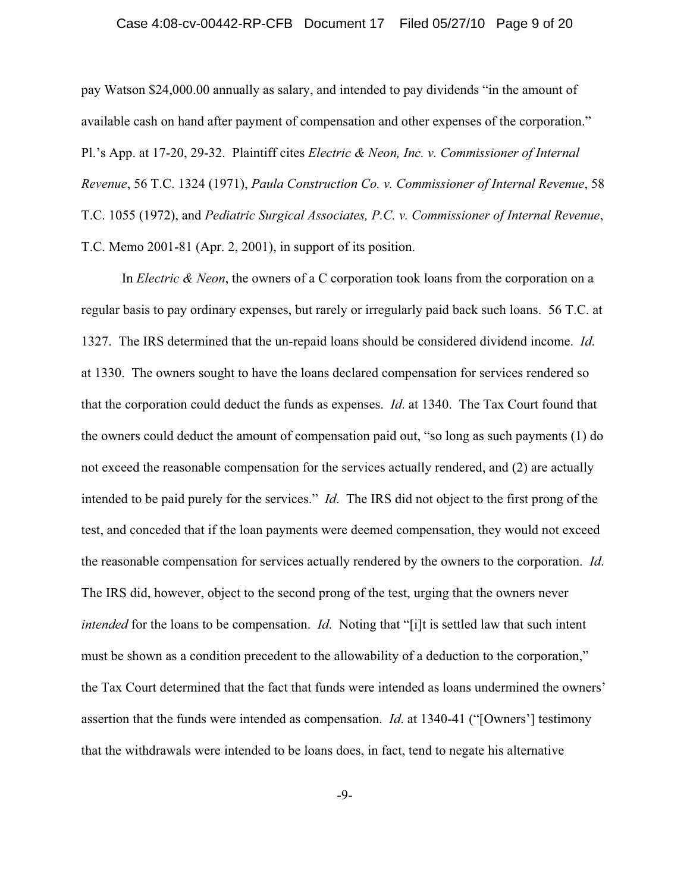pay Watson $24,000.00 annually as salary, and intended to pay dividends "in the amount of available cash on hand after payment of compensation and other expenses of the corporation." Pl.'s App. at 17-20, 29-32. Plaintiff cites *Electric & Neon, Inc. v. Commissioner of Internal Revenue*, 56 T.C. 1324 (1971), *Paula Construction Co. v. Commissioner of Internal Revenue*, 58 T.C. 1055 (1972), and *Pediatric Surgical Associates, P.C. v. Commissioner of Internal Revenue*, T.C. Memo 2001-81 (Apr. 2, 2001), in support of its position.

In *Electric & Neon*, the owners of a C corporation took loans from the corporation on a regular basis to pay ordinary expenses, but rarely or irregularly paid back such loans. 56 T.C. at 1327. The IRS determined that the un-repaid loans should be considered dividend income. *Id.* at 1330. The owners sought to have the loans declared compensation for services rendered so that the corporation could deduct the funds as expenses. *Id.* at 1340. The Tax Court found that the owners could deduct the amount of compensation paid out, "so long as such payments (1) do not exceed the reasonable compensation for the services actually rendered, and (2) are actually intended to be paid purely for the services." *Id.* The IRS did not object to the first prong of the test, and conceded that if the loan payments were deemed compensation, they would not exceed the reasonable compensation for services actually rendered by the owners to the corporation. *Id.* The IRS did, however, object to the second prong of the test, urging that the owners never *intended* for the loans to be compensation. *Id.* Noting that "[i]t is settled law that such intent must be shown as a condition precedent to the allowability of a deduction to the corporation," the Tax Court determined that the fact that funds were intended as loans undermined the owners' assertion that the funds were intended as compensation. *Id.* at 1340-41 ("[Owners'] testimony that the withdrawals were intended to be loans does, in fact, tend to negate his alternative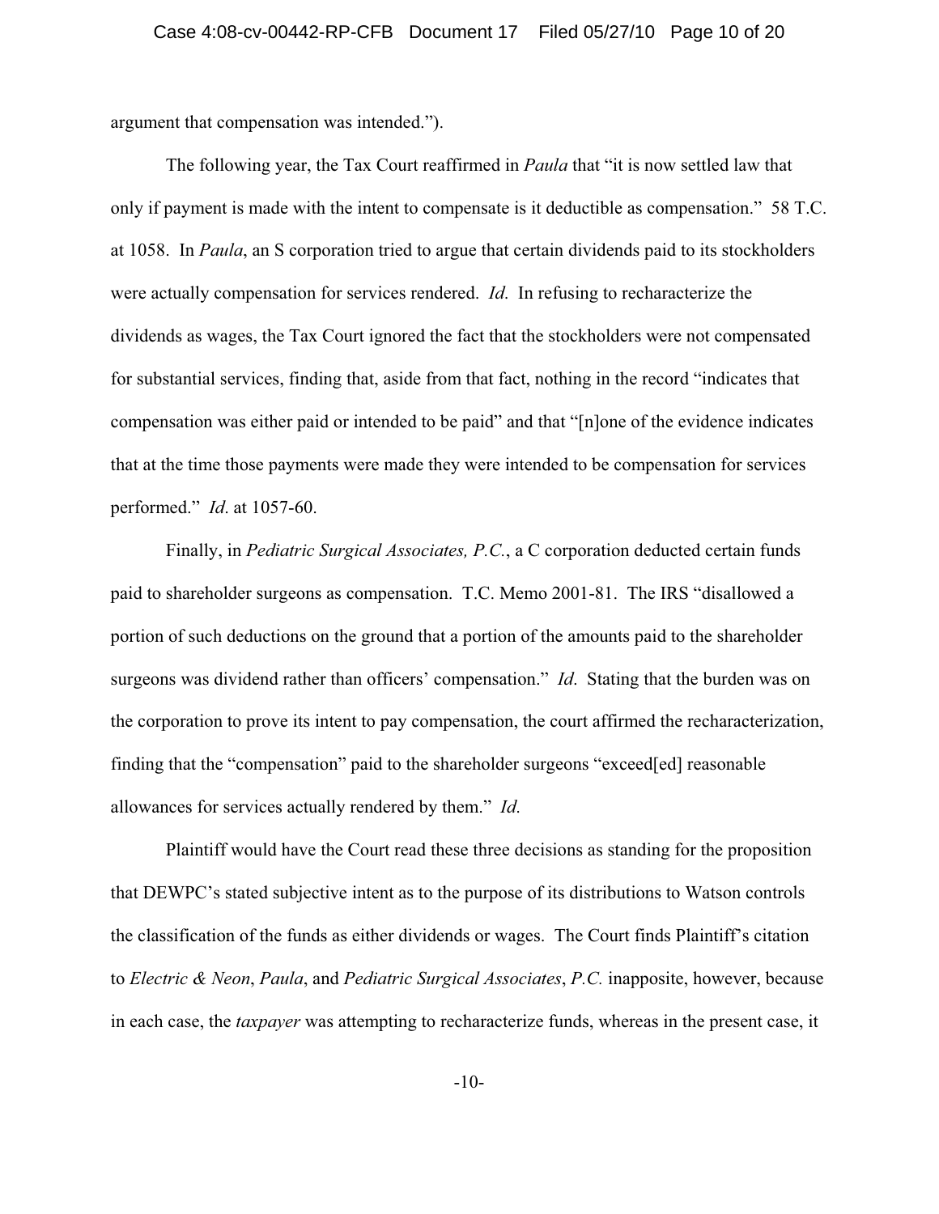argument that compensation was intended.").

The following year, the Tax Court reaffirmed in *Paula* that "it is now settled law that only if payment is made with the intent to compensate is it deductible as compensation." 58 T.C. at 1058. In *Paula*, an S corporation tried to argue that certain dividends paid to its stockholders were actually compensation for services rendered. *Id*. In refusing to recharacterize the dividends as wages, the Tax Court ignored the fact that the stockholders were not compensated for substantial services, finding that, aside from that fact, nothing in the record "indicates that compensation was either paid or intended to be paid" and that "[n]one of the evidence indicates that at the time those payments were made they were intended to be compensation for services performed." *Id*. at 1057-60.

Finally, in *Pediatric Surgical Associates, P.C.*, a C corporation deducted certain funds paid to shareholder surgeons as compensation. T.C. Memo 2001-81. The IRS "disallowed a portion of such deductions on the ground that a portion of the amounts paid to the shareholder surgeons was dividend rather than officers' compensation." *Id*. Stating that the burden was on the corporation to prove its intent to pay compensation, the court affirmed the recharacterization, finding that the "compensation" paid to the shareholder surgeons "exceed[ed] reasonable allowances for services actually rendered by them." *Id.*

Plaintiff would have the Court read these three decisions as standing for the proposition that DEWPC's stated subjective intent as to the purpose of its distributions to Watson controls the classification of the funds as either dividends or wages. The Court finds Plaintiff's citation to *Electric & Neon*, *Paula*, and *Pediatric Surgical Associates*, *P.C.* inapposite, however, because in each case, the *taxpayer* was attempting to recharacterize funds, whereas in the present case, it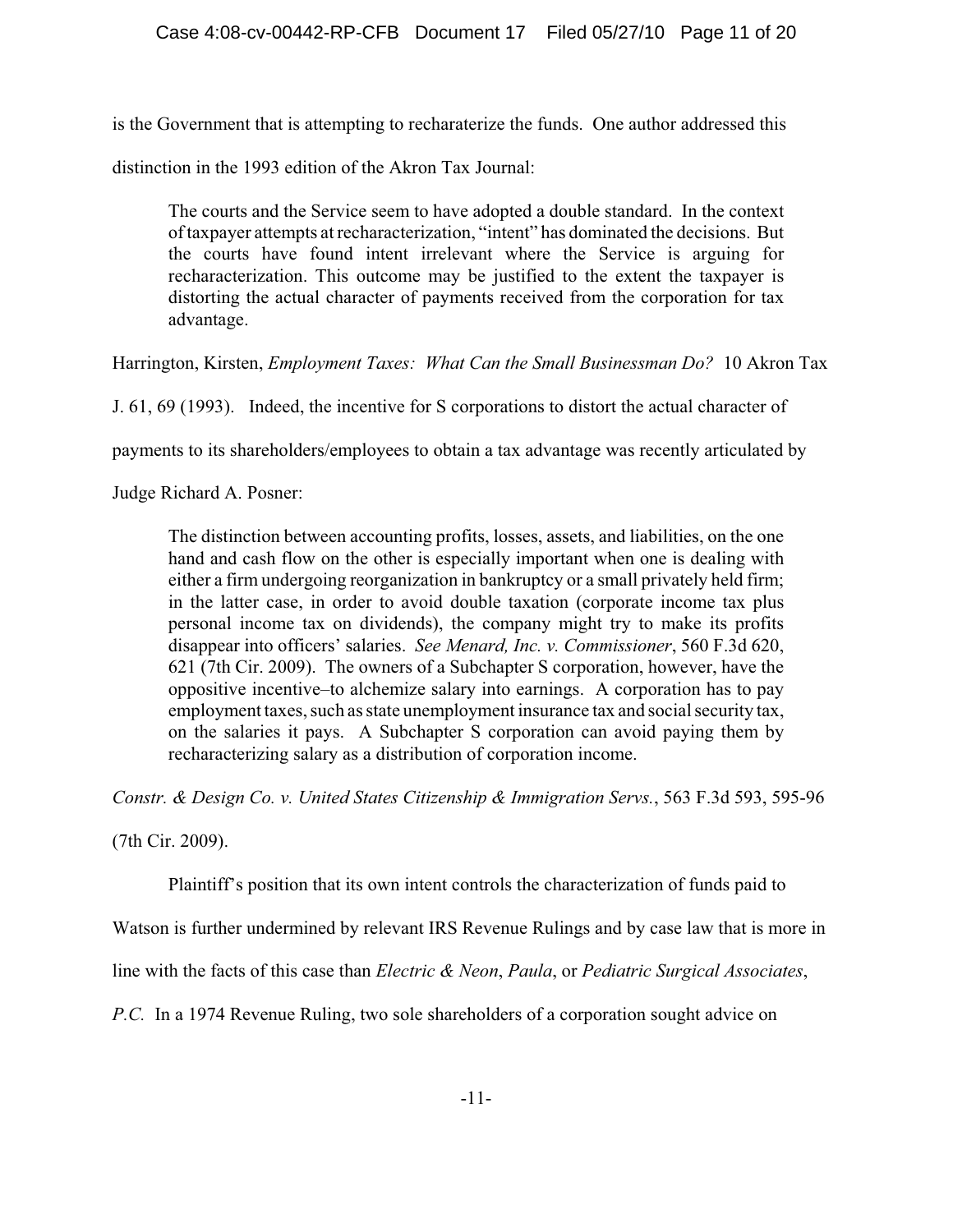is the Government that is attempting to recharaterize the funds. One author addressed this distinction in the 1993 edition of the Akron Tax Journal:

> The courts and the Service seem to have adopted a double standard. In the context of taxpayer attempts at recharacterization, "intent" has dominated the decisions. But the courts have found intent irrelevant where the Service is arguing for recharacterization. This outcome may be justified to the extent the taxpayer is distorting the actual character of payments received from the corporation for tax advantage.

Harrington, Kirsten, *Employment Taxes: What Can the Small Businessman Do?* 10 Akron Tax J. 61, 69 (1993). Indeed, the incentive for S corporations to distort the actual character of payments to its shareholders/employees to obtain a tax advantage was recently articulated by Judge Richard A. Posner:

> The distinction between accounting profits, losses, assets, and liabilities, on the one hand and cash flow on the other is especially important when one is dealing with either a firm undergoing reorganization in bankruptcy or a small privately held firm; in the latter case, in order to avoid double taxation (corporate income tax plus personal income tax on dividends), the company might try to make its profits disappear into officers' salaries. *See Menard, Inc. v. Commissioner*, 560 F.3d 620, 621 (7th Cir. 2009). The owners of a Subchapter S corporation, however, have the oppositive incentive–to alchemize salary into earnings. A corporation has to pay employment taxes, such as state unemployment insurance tax and social security tax, on the salaries it pays. A Subchapter S corporation can avoid paying them by recharacterizing salary as a distribution of corporation income.

*Constr. & Design Co. v. United States Citizenship & Immigration Servs.*, 563 F.3d 593, 595-96 (7th Cir. 2009).

Plaintiff's position that its own intent controls the characterization of funds paid to Watson is further undermined by relevant IRS Revenue Rulings and by case law that is more in line with the facts of this case than *Electric & Neon*, *Paula*, or *Pediatric Surgical Associates, P.C.* In a 1974 Revenue Ruling, two sole shareholders of a corporation sought advice on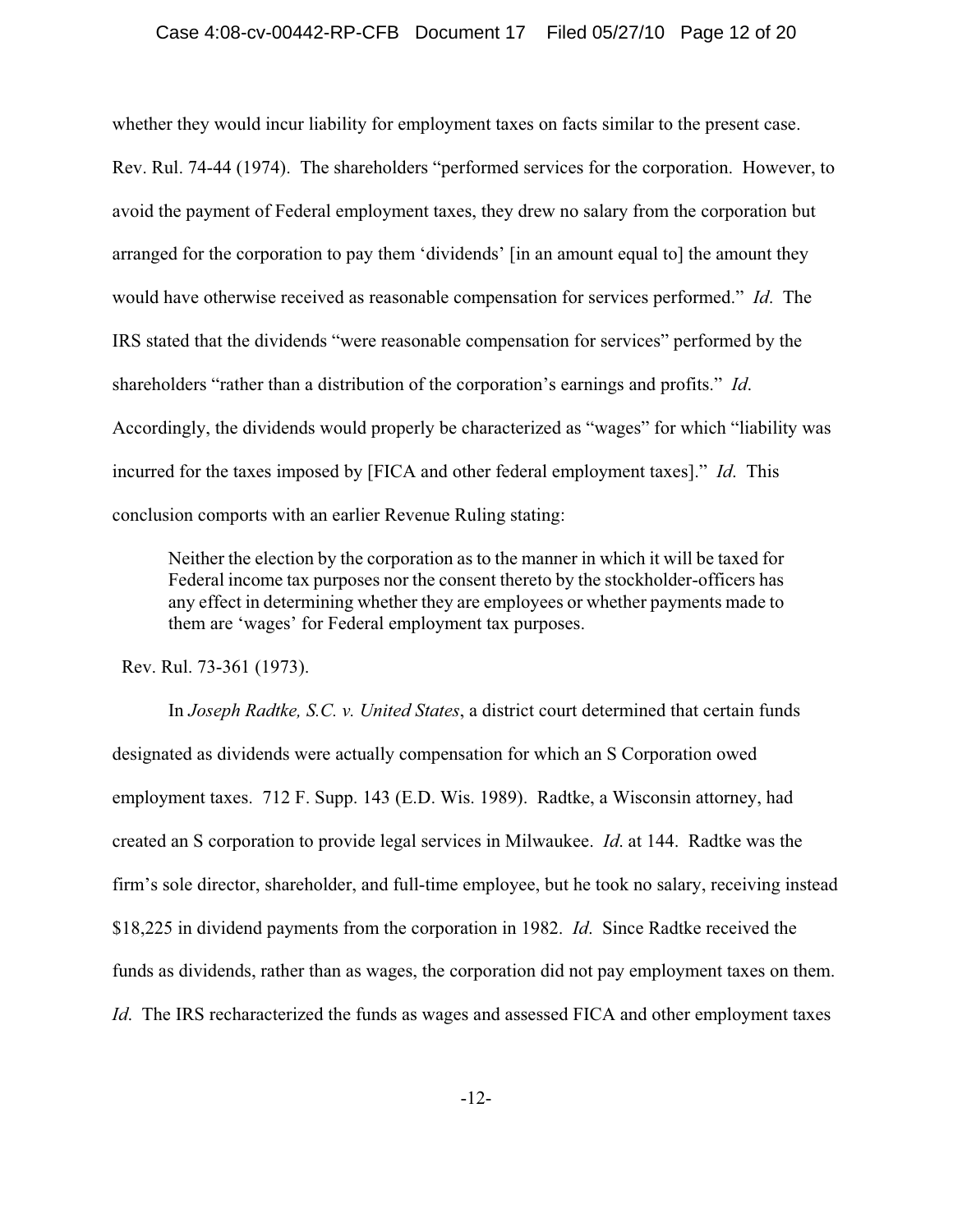whether they would incur liability for employment taxes on facts similar to the present case. Rev. Rul. 74-44 (1974). The shareholders "performed services for the corporation. However, to avoid the payment of Federal employment taxes, they drew no salary from the corporation but arranged for the corporation to pay them 'dividends' [in an amount equal to] the amount they would have otherwise received as reasonable compensation for services performed." *Id.* The IRS stated that the dividends "were reasonable compensation for services" performed by the shareholders "rather than a distribution of the corporation's earnings and profits." *Id.* Accordingly, the dividends would properly be characterized as "wages" for which "liability was incurred for the taxes imposed by [FICA and other federal employment taxes]." *Id.* This conclusion comports with an earlier Revenue Ruling stating:

> Neither the election by the corporation as to the manner in which it will be taxed for Federal income tax purposes nor the consent thereto by the stockholder-officers has any effect in determining whether they are employees or whether payments made to them are 'wages' for Federal employment tax purposes.

Rev. Rul. 73-361 (1973).

In *Joseph Radtke, S.C. v. United States*, a district court determined that certain funds designated as dividends were actually compensation for which an S Corporation owed employment taxes. 712 F. Supp. 143 (E.D. Wis. 1989). Radtke, a Wisconsin attorney, had created an S corporation to provide legal services in Milwaukee. *Id.* at 144. Radtke was the firm's sole director, shareholder, and full-time employee, but he took no salary, receiving instead $18,225 in dividend payments from the corporation in 1982. *Id.* Since Radtke received the funds as dividends, rather than as wages, the corporation did not pay employment taxes on them. *Id.* The IRS recharacterized the funds as wages and assessed FICA and other employment taxes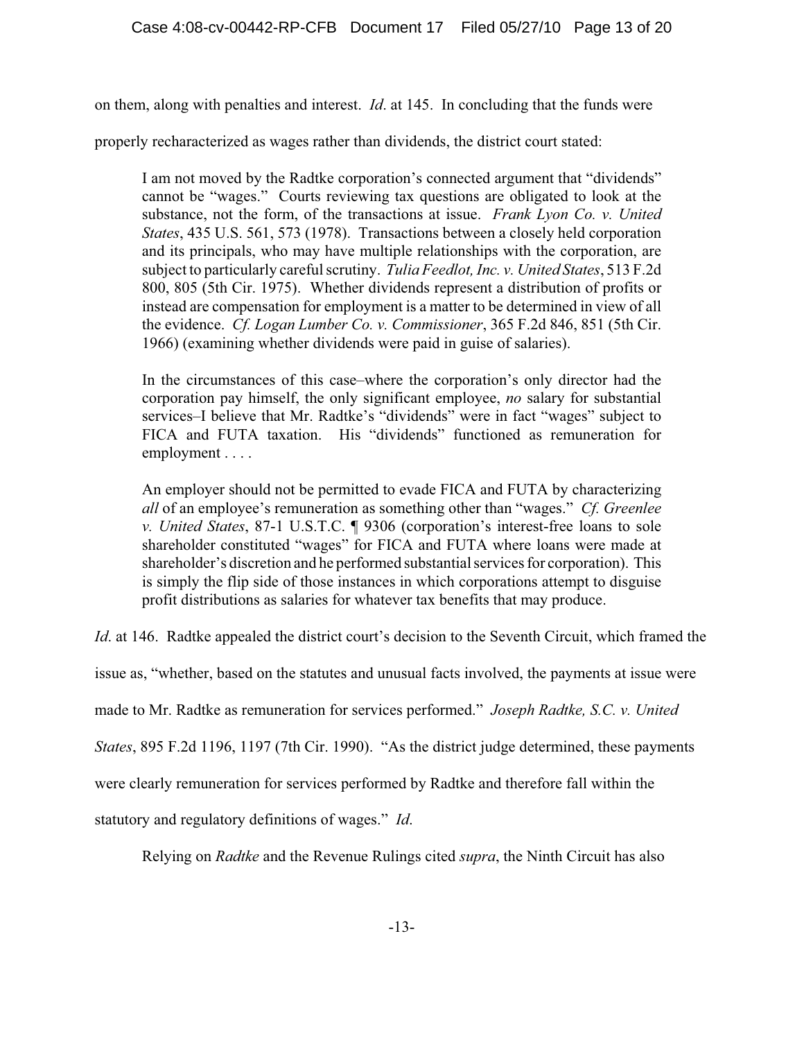on them, along with penalties and interest. *Id*. at 145. In concluding that the funds were properly recharacterized as wages rather than dividends, the district court stated:

> I am not moved by the Radtke corporation's connected argument that "dividends" cannot be "wages." Courts reviewing tax questions are obligated to look at the substance, not the form, of the transactions at issue. *Frank Lyon Co. v. United States*, 435 U.S. 561, 573 (1978). Transactions between a closely held corporation and its principals, who may have multiple relationships with the corporation, are subject to particularly careful scrutiny. *Tulia Feedlot, Inc. v. United States*, 513 F.2d 800, 805 (5th Cir. 1975). Whether dividends represent a distribution of profits or instead are compensation for employment is a matter to be determined in view of all the evidence. *Cf. Logan Lumber Co. v. Commissioner*, 365 F.2d 846, 851 (5th Cir. 1966) (examining whether dividends were paid in guise of salaries).
>
> In the circumstances of this case–where the corporation's only director had the corporation pay himself, the only significant employee, *no* salary for substantial services–I believe that Mr. Radtke's "dividends" were in fact "wages" subject to FICA and FUTA taxation. His "dividends" functioned as remuneration for employment . . . .
>
> An employer should not be permitted to evade FICA and FUTA by characterizing *all* of an employee's remuneration as something other than "wages." *Cf. Greenlee v. United States*, 87-1 U.S.T.C. ¶ 9306 (corporation's interest-free loans to sole shareholder constituted "wages" for FICA and FUTA where loans were made at shareholder's discretion and he performed substantial services for corporation). This is simply the flip side of those instances in which corporations attempt to disguise profit distributions as salaries for whatever tax benefits that may produce.

*Id*. at 146. Radtke appealed the district court's decision to the Seventh Circuit, which framed the issue as, "whether, based on the statutes and unusual facts involved, the payments at issue were made to Mr. Radtke as remuneration for services performed." *Joseph Radtke, S.C. v. United States*, 895 F.2d 1196, 1197 (7th Cir. 1990). "As the district judge determined, these payments were clearly remuneration for services performed by Radtke and therefore fall within the statutory and regulatory definitions of wages." *Id.*

Relying on *Radtke* and the Revenue Rulings cited *supra*, the Ninth Circuit has also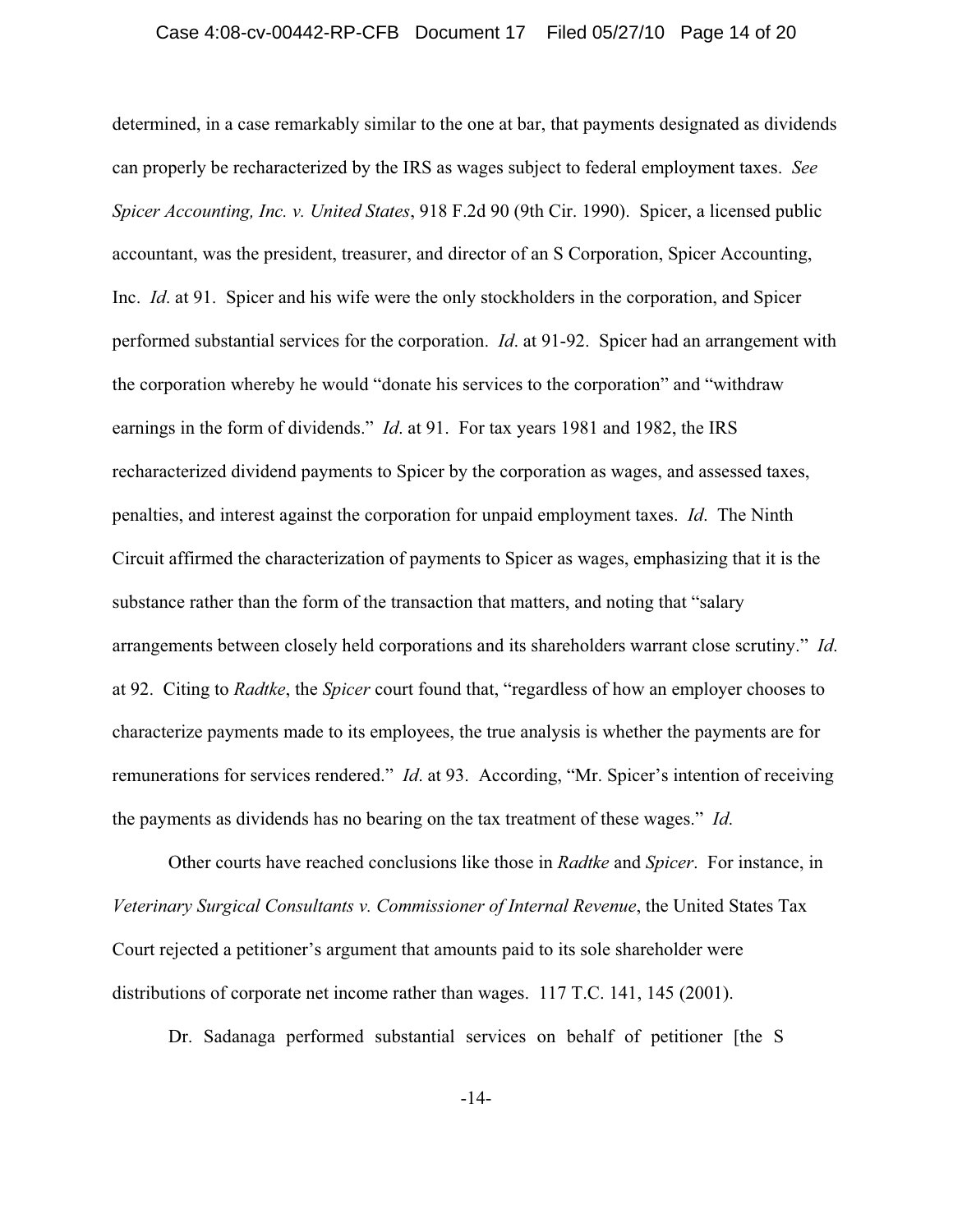determined, in a case remarkably similar to the one at bar, that payments designated as dividends can properly be recharacterized by the IRS as wages subject to federal employment taxes. *See Spicer Accounting, Inc. v. United States*, 918 F.2d 90 (9th Cir. 1990). Spicer, a licensed public accountant, was the president, treasurer, and director of an S Corporation, Spicer Accounting, Inc. *Id*. at 91. Spicer and his wife were the only stockholders in the corporation, and Spicer performed substantial services for the corporation. *Id*. at 91-92. Spicer had an arrangement with the corporation whereby he would "donate his services to the corporation" and "withdraw earnings in the form of dividends." *Id*. at 91. For tax years 1981 and 1982, the IRS recharacterized dividend payments to Spicer by the corporation as wages, and assessed taxes, penalties, and interest against the corporation for unpaid employment taxes. *Id*. The Ninth Circuit affirmed the characterization of payments to Spicer as wages, emphasizing that it is the substance rather than the form of the transaction that matters, and noting that "salary arrangements between closely held corporations and its shareholders warrant close scrutiny." *Id*. at 92. Citing to *Radtke*, the *Spicer* court found that, "regardless of how an employer chooses to characterize payments made to its employees, the true analysis is whether the payments are for remunerations for services rendered." *Id*. at 93. According, "Mr. Spicer's intention of receiving the payments as dividends has no bearing on the tax treatment of these wages." *Id*.

Other courts have reached conclusions like those in *Radtke* and *Spicer*. For instance, in *Veterinary Surgical Consultants v. Commissioner of Internal Revenue*, the United States Tax Court rejected a petitioner's argument that amounts paid to its sole shareholder were distributions of corporate net income rather than wages. 117 T.C. 141, 145 (2001).

Dr. Sadanaga performed substantial services on behalf of petitioner [the S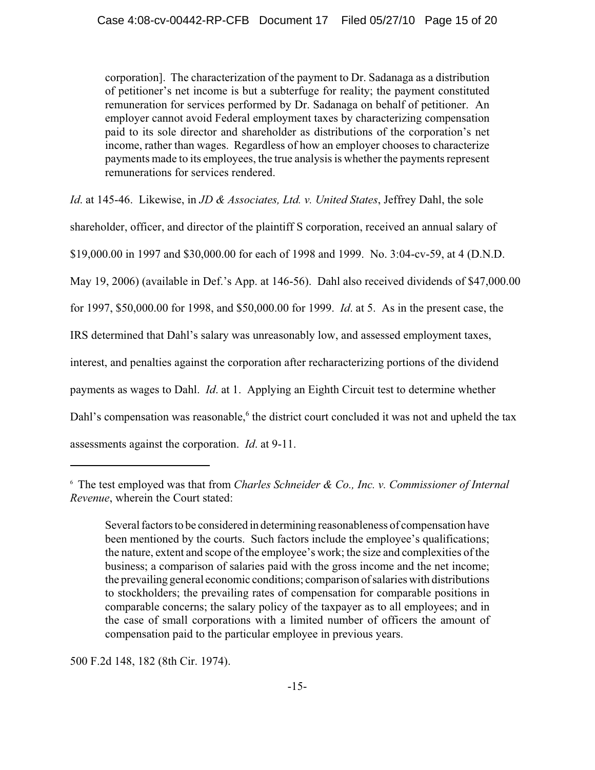> corporation]. The characterization of the payment to Dr. Sadanaga as a distribution of petitioner's net income is but a subterfuge for reality; the payment constituted remuneration for services performed by Dr. Sadanaga on behalf of petitioner. An employer cannot avoid Federal employment taxes by characterizing compensation paid to its sole director and shareholder as distributions of the corporation's net income, rather than wages. Regardless of how an employer chooses to characterize payments made to its employees, the true analysis is whether the payments represent remunerations for services rendered.

*Id*. at 145-46. Likewise, in *JD & Associates, Ltd. v. United States*, Jeffrey Dahl, the sole shareholder, officer, and director of the plaintiff S corporation, received an annual salary of \$19,000.00 in 1997 and \$30,000.00 for each of 1998 and 1999. No. 3:04-cv-59, at 4 (D.N.D. May 19, 2006) (available in Def.'s App. at 146-56). Dahl also received dividends of \$47,000.00 for 1997, \$50,000.00 for 1998, and \$50,000.00 for 1999. *Id*. at 5. As in the present case, the IRS determined that Dahl's salary was unreasonably low, and assessed employment taxes, interest, and penalties against the corporation after recharacterizing portions of the dividend payments as wages to Dahl. *Id*. at 1. Applying an Eighth Circuit test to determine whether Dahl's compensation was reasonable,[6] the district court concluded it was not and upheld the tax assessments against the corporation. *Id*. at 9-11.

---

[6] The test employed was that from *Charles Schneider & Co., Inc. v. Commissioner of Internal Revenue*, wherein the Court stated:

> Several factors to be considered in determining reasonableness of compensation have been mentioned by the courts. Such factors include the employee's qualifications; the nature, extent and scope of the employee's work; the size and complexities of the business; a comparison of salaries paid with the gross income and the net income; the prevailing general economic conditions; comparison of salaries with distributions to stockholders; the prevailing rates of compensation for comparable positions in comparable concerns; the salary policy of the taxpayer as to all employees; and in the case of small corporations with a limited number of officers the amount of compensation paid to the particular employee in previous years.

500 F.2d 148, 182 (8th Cir. 1974).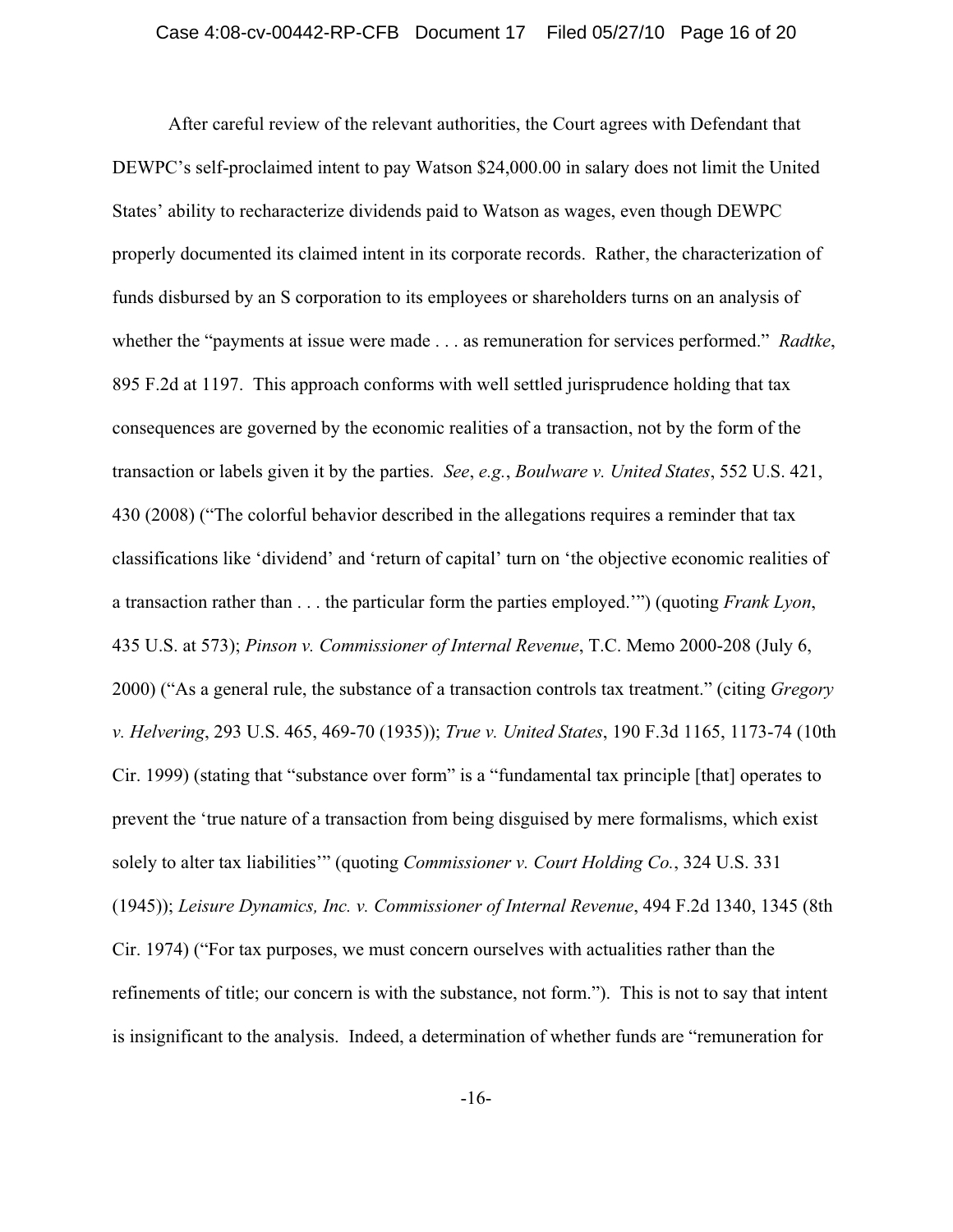After careful review of the relevant authorities, the Court agrees with Defendant that DEWPC's self-proclaimed intent to pay Watson $24,000.00 in salary does not limit the United States' ability to recharacterize dividends paid to Watson as wages, even though DEWPC properly documented its claimed intent in its corporate records. Rather, the characterization of funds disbursed by an S corporation to its employees or shareholders turns on an analysis of whether the "payments at issue were made . . . as remuneration for services performed." *Radtke*, 895 F.2d at 1197. This approach conforms with well settled jurisprudence holding that tax consequences are governed by the economic realities of a transaction, not by the form of the transaction or labels given it by the parties. *See*, *e.g.*, *Boulware v. United States*, 552 U.S. 421, 430 (2008) ("The colorful behavior described in the allegations requires a reminder that tax classifications like 'dividend' and 'return of capital' turn on 'the objective economic realities of a transaction rather than . . . the particular form the parties employed.'") (quoting *Frank Lyon*, 435 U.S. at 573); *Pinson v. Commissioner of Internal Revenue*, T.C. Memo 2000-208 (July 6, 2000) ("As a general rule, the substance of a transaction controls tax treatment." (citing *Gregory v. Helvering*, 293 U.S. 465, 469-70 (1935)); *True v. United States*, 190 F.3d 1165, 1173-74 (10th Cir. 1999) (stating that "substance over form" is a "fundamental tax principle [that] operates to prevent the 'true nature of a transaction from being disguised by mere formalisms, which exist solely to alter tax liabilities'" (quoting *Commissioner v. Court Holding Co.*, 324 U.S. 331 (1945)); *Leisure Dynamics, Inc. v. Commissioner of Internal Revenue*, 494 F.2d 1340, 1345 (8th Cir. 1974) ("For tax purposes, we must concern ourselves with actualities rather than the refinements of title; our concern is with the substance, not form."). This is not to say that intent is insignificant to the analysis. Indeed, a determination of whether funds are "remuneration for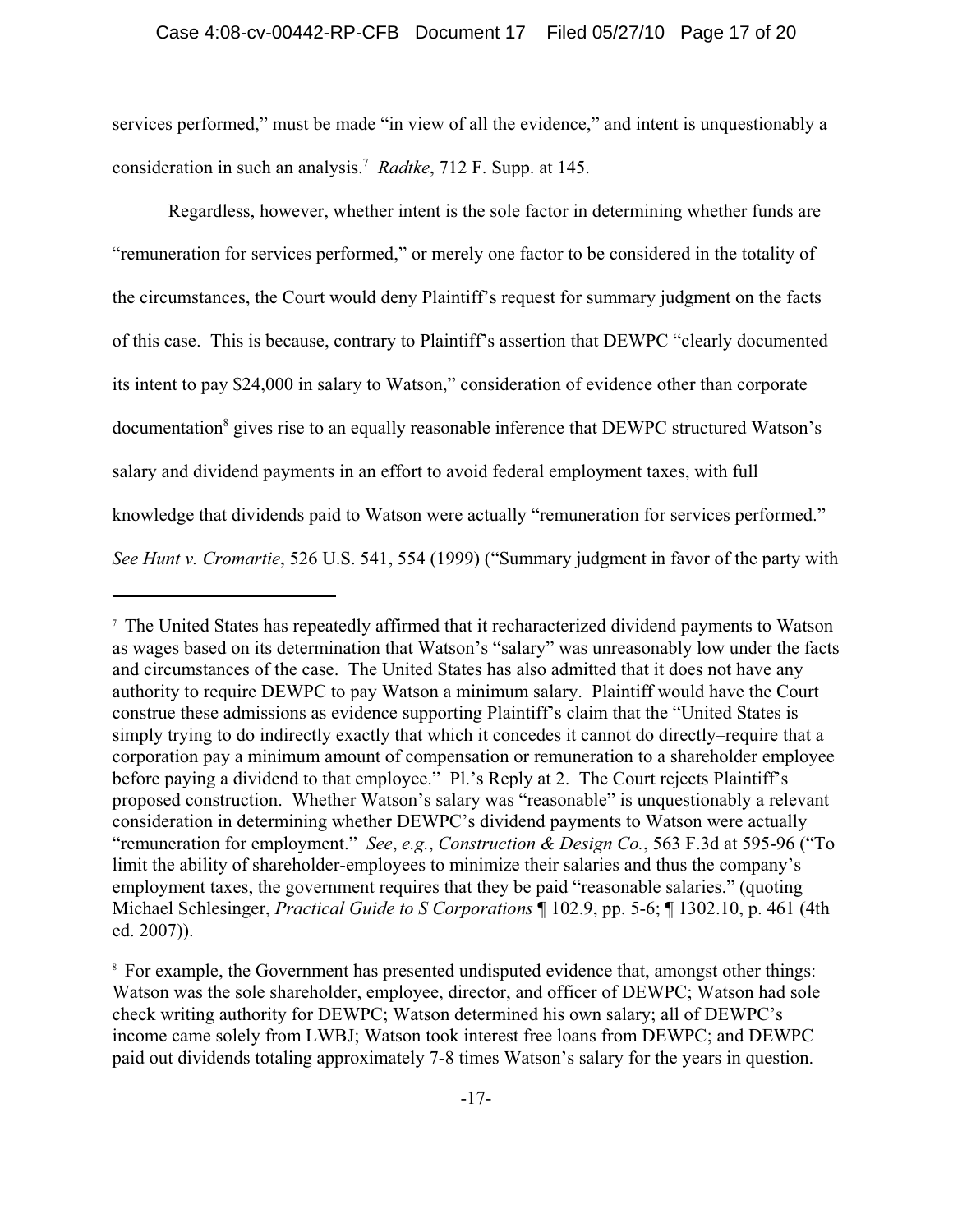services performed," must be made "in view of all the evidence," and intent is unquestionably a consideration in such an analysis.[7] *Radtke*, 712 F. Supp. at 145.

Regardless, however, whether intent is the sole factor in determining whether funds are "remuneration for services performed," or merely one factor to be considered in the totality of the circumstances, the Court would deny Plaintiff's request for summary judgment on the facts of this case. This is because, contrary to Plaintiff's assertion that DEWPC "clearly documented its intent to pay $24,000 in salary to Watson," consideration of evidence other than corporate documentation[8] gives rise to an equally reasonable inference that DEWPC structured Watson's salary and dividend payments in an effort to avoid federal employment taxes, with full knowledge that dividends paid to Watson were actually "remuneration for services performed." *See Hunt v. Cromartie*, 526 U.S. 541, 554 (1999) ("Summary judgment in favor of the party with

---

[7] The United States has repeatedly affirmed that it recharacterized dividend payments to Watson as wages based on its determination that Watson's "salary" was unreasonably low under the facts and circumstances of the case. The United States has also admitted that it does not have any authority to require DEWPC to pay Watson a minimum salary. Plaintiff would have the Court construe these admissions as evidence supporting Plaintiff's claim that the "United States is simply trying to do indirectly exactly that which it concedes it cannot do directly–require that a corporation pay a minimum amount of compensation or remuneration to a shareholder employee before paying a dividend to that employee." Pl.'s Reply at 2. The Court rejects Plaintiff's proposed construction. Whether Watson's salary was "reasonable" is unquestionably a relevant consideration in determining whether DEWPC's dividend payments to Watson were actually "remuneration for employment." *See*, *e.g.*, *Construction & Design Co.*, 563 F.3d at 595-96 ("To limit the ability of shareholder-employees to minimize their salaries and thus the company's employment taxes, the government requires that they be paid "reasonable salaries." (quoting Michael Schlesinger, *Practical Guide to S Corporations* ¶ 102.9, pp. 5-6; ¶ 1302.10, p. 461 (4th ed. 2007)).

[8] For example, the Government has presented undisputed evidence that, amongst other things: Watson was the sole shareholder, employee, director, and officer of DEWPC; Watson had sole check writing authority for DEWPC; Watson determined his own salary; all of DEWPC's income came solely from LWBJ; Watson took interest free loans from DEWPC; and DEWPC paid out dividends totaling approximately 7-8 times Watson's salary for the years in question.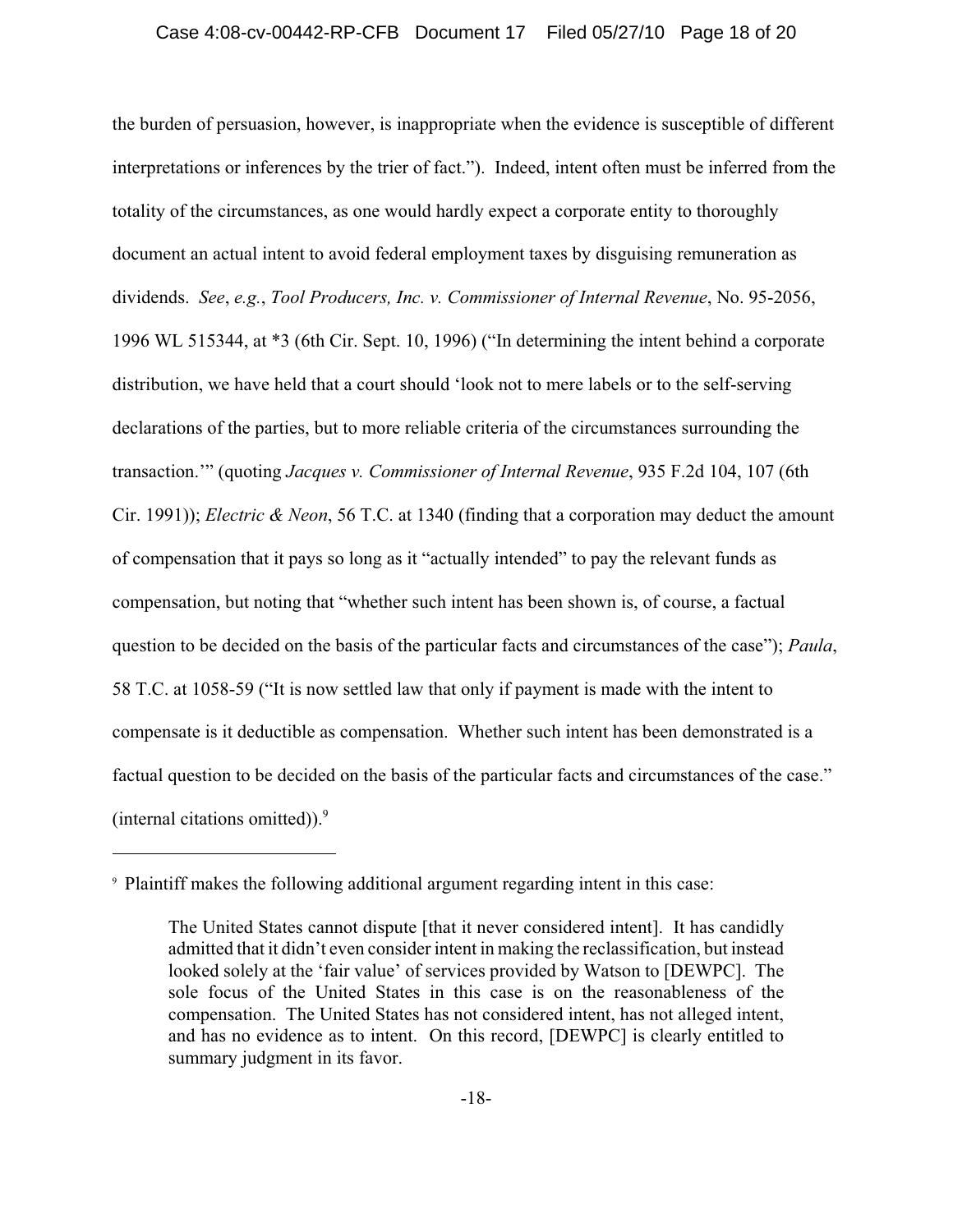the burden of persuasion, however, is inappropriate when the evidence is susceptible of different interpretations or inferences by the trier of fact."). Indeed, intent often must be inferred from the totality of the circumstances, as one would hardly expect a corporate entity to thoroughly document an actual intent to avoid federal employment taxes by disguising remuneration as dividends. *See*, *e.g.*, *Tool Producers, Inc. v. Commissioner of Internal Revenue*, No. 95-2056, 1996 WL 515344, at *3 (6th Cir. Sept. 10, 1996) ("In determining the intent behind a corporate distribution, we have held that a court should 'look not to mere labels or to the self-serving declarations of the parties, but to more reliable criteria of the circumstances surrounding the transaction.'" (quoting *Jacques v. Commissioner of Internal Revenue*, 935 F.2d 104, 107 (6th Cir. 1991)); *Electric & Neon*, 56 T.C. at 1340 (finding that a corporation may deduct the amount of compensation that it pays so long as it "actually intended" to pay the relevant funds as compensation, but noting that "whether such intent has been shown is, of course, a factual question to be decided on the basis of the particular facts and circumstances of the case"); *Paula*, 58 T.C. at 1058-59 ("It is now settled law that only if payment is made with the intent to compensate is it deductible as compensation. Whether such intent has been demonstrated is a factual question to be decided on the basis of the particular facts and circumstances of the case." (internal citations omitted)).[9]

---

[9] Plaintiff makes the following additional argument regarding intent in this case:

> The United States cannot dispute [that it never considered intent]. It has candidly admitted that it didn't even consider intent in making the reclassification, but instead looked solely at the 'fair value' of services provided by Watson to [DEWPC]. The sole focus of the United States in this case is on the reasonableness of the compensation. The United States has not considered intent, has not alleged intent, and has no evidence as to intent. On this record, [DEWPC] is clearly entitled to summary judgment in its favor.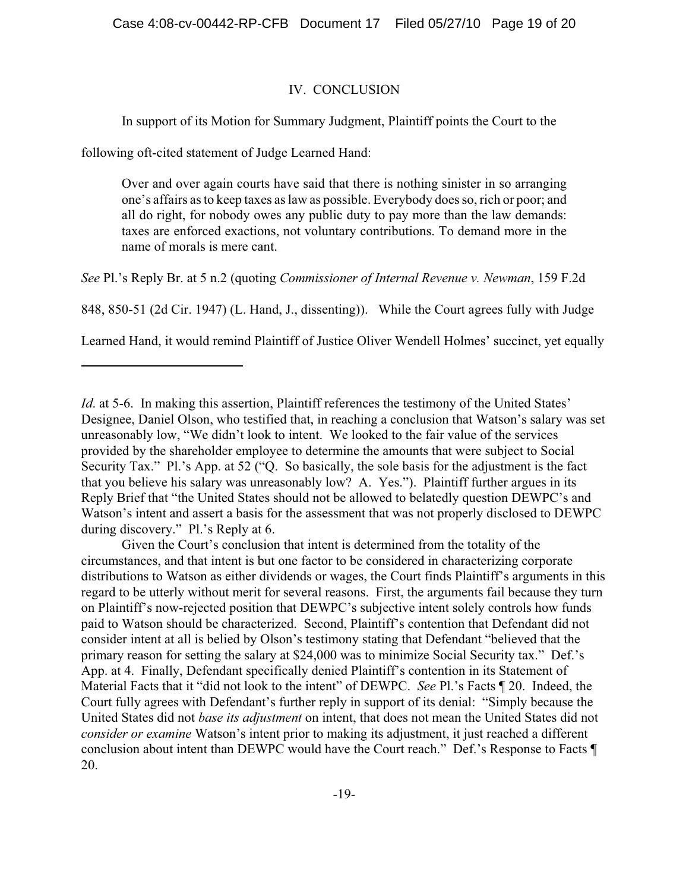## IV. CONCLUSION

In support of its Motion for Summary Judgment, Plaintiff points the Court to the following oft-cited statement of Judge Learned Hand:

> Over and over again courts have said that there is nothing sinister in so arranging one's affairs as to keep taxes as law as possible. Everybody does so, rich or poor; and all do right, for nobody owes any public duty to pay more than the law demands: taxes are enforced exactions, not voluntary contributions. To demand more in the name of morals is mere cant.

*See* Pl.'s Reply Br. at 5 n.2 (quoting *Commissioner of Internal Revenue v. Newman*, 159 F.2d 848, 850-51 (2d Cir. 1947) (L. Hand, J., dissenting)). While the Court agrees fully with Judge Learned Hand, it would remind Plaintiff of Justice Oliver Wendell Holmes' succinct, yet equally

---

*Id.* at 5-6. In making this assertion, Plaintiff references the testimony of the United States' Designee, Daniel Olson, who testified that, in reaching a conclusion that Watson's salary was set unreasonably low, "We didn't look to intent. We looked to the fair value of the services provided by the shareholder employee to determine the amounts that were subject to Social Security Tax." Pl.'s App. at 52 ("Q. So basically, the sole basis for the adjustment is the fact that you believe his salary was unreasonably low? A. Yes."). Plaintiff further argues in its Reply Brief that "the United States should not be allowed to belatedly question DEWPC's and Watson's intent and assert a basis for the assessment that was not properly disclosed to DEWPC during discovery." Pl.'s Reply at 6.

Given the Court's conclusion that intent is determined from the totality of the circumstances, and that intent is but one factor to be considered in characterizing corporate distributions to Watson as either dividends or wages, the Court finds Plaintiff's arguments in this regard to be utterly without merit for several reasons. First, the arguments fail because they turn on Plaintiff's now-rejected position that DEWPC's subjective intent solely controls how funds paid to Watson should be characterized. Second, Plaintiff's contention that Defendant did not consider intent at all is belied by Olson's testimony stating that Defendant "believed that the primary reason for setting the salary at $24,000 was to minimize Social Security tax." Def.'s App. at 4. Finally, Defendant specifically denied Plaintiff's contention in its Statement of Material Facts that it "did not look to the intent" of DEWPC. *See* Pl.'s Facts ¶ 20. Indeed, the Court fully agrees with Defendant's further reply in support of its denial: "Simply because the United States did not *base its adjustment* on intent, that does not mean the United States did not *consider or examine* Watson's intent prior to making its adjustment, it just reached a different conclusion about intent than DEWPC would have the Court reach." Def.'s Response to Facts ¶ 20.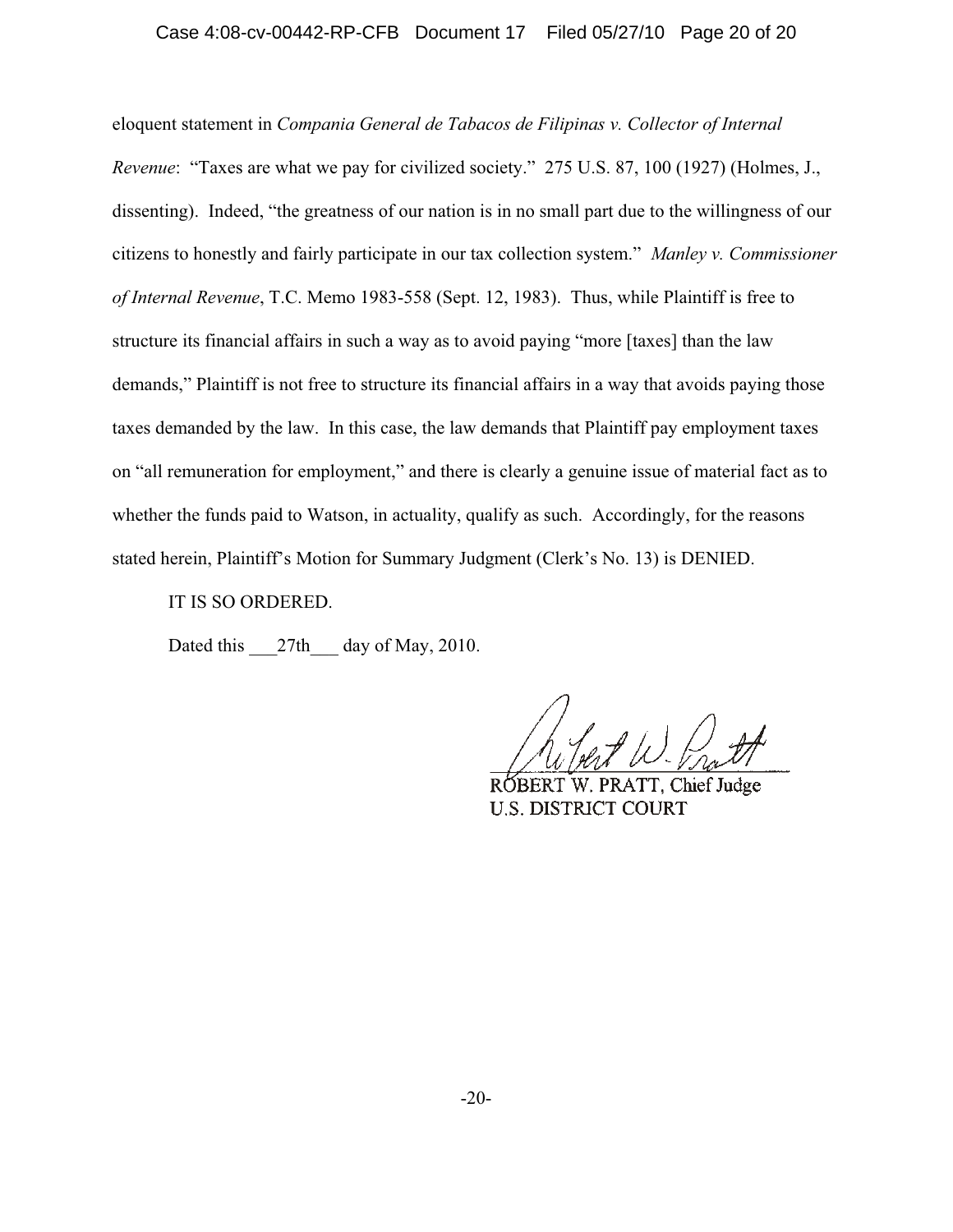eloquent statement in *Compania General de Tabacos de Filipinas v. Collector of Internal Revenue*: "Taxes are what we pay for civilized society." 275 U.S. 87, 100 (1927) (Holmes, J., dissenting). Indeed, "the greatness of our nation is in no small part due to the willingness of our citizens to honestly and fairly participate in our tax collection system." *Manley v. Commissioner of Internal Revenue*, T.C. Memo 1983-558 (Sept. 12, 1983). Thus, while Plaintiff is free to structure its financial affairs in such a way as to avoid paying "more [taxes] than the law demands," Plaintiff is not free to structure its financial affairs in a way that avoids paying those taxes demanded by the law. In this case, the law demands that Plaintiff pay employment taxes on "all remuneration for employment," and there is clearly a genuine issue of material fact as to whether the funds paid to Watson, in actuality, qualify as such. Accordingly, for the reasons stated herein, Plaintiff's Motion for Summary Judgment (Clerk's No. 13) is DENIED.

IT IS SO ORDERED.

Dated this ___27th___ day of May, 2010.

ROBERT W. PRATT, Chief Judge
U.S. DISTRICT COURT